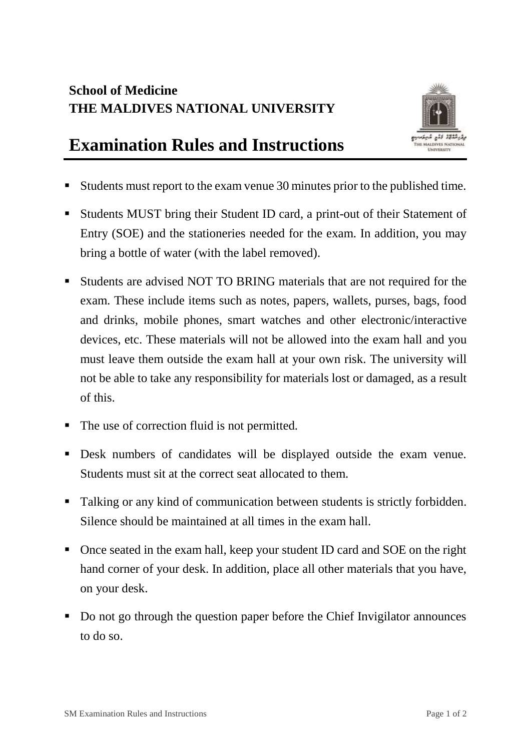**School of Medicine**
**THE MALDIVES NATIONAL UNIVERSITY**

# Examination Rules and Instructions

- Students must report to the exam venue 30 minutes prior to the published time.
- Students MUST bring their Student ID card, a print-out of their Statement of Entry (SOE) and the stationeries needed for the exam. In addition, you may bring a bottle of water (with the label removed).
- Students are advised NOT TO BRING materials that are not required for the exam. These include items such as notes, papers, wallets, purses, bags, food and drinks, mobile phones, smart watches and other electronic/interactive devices, etc. These materials will not be allowed into the exam hall and you must leave them outside the exam hall at your own risk. The university will not be able to take any responsibility for materials lost or damaged, as a result of this.
- The use of correction fluid is not permitted.
- Desk numbers of candidates will be displayed outside the exam venue. Students must sit at the correct seat allocated to them.
- Talking or any kind of communication between students is strictly forbidden. Silence should be maintained at all times in the exam hall.
- Once seated in the exam hall, keep your student ID card and SOE on the right hand corner of your desk. In addition, place all other materials that you have, on your desk.
- Do not go through the question paper before the Chief Invigilator announces to do so.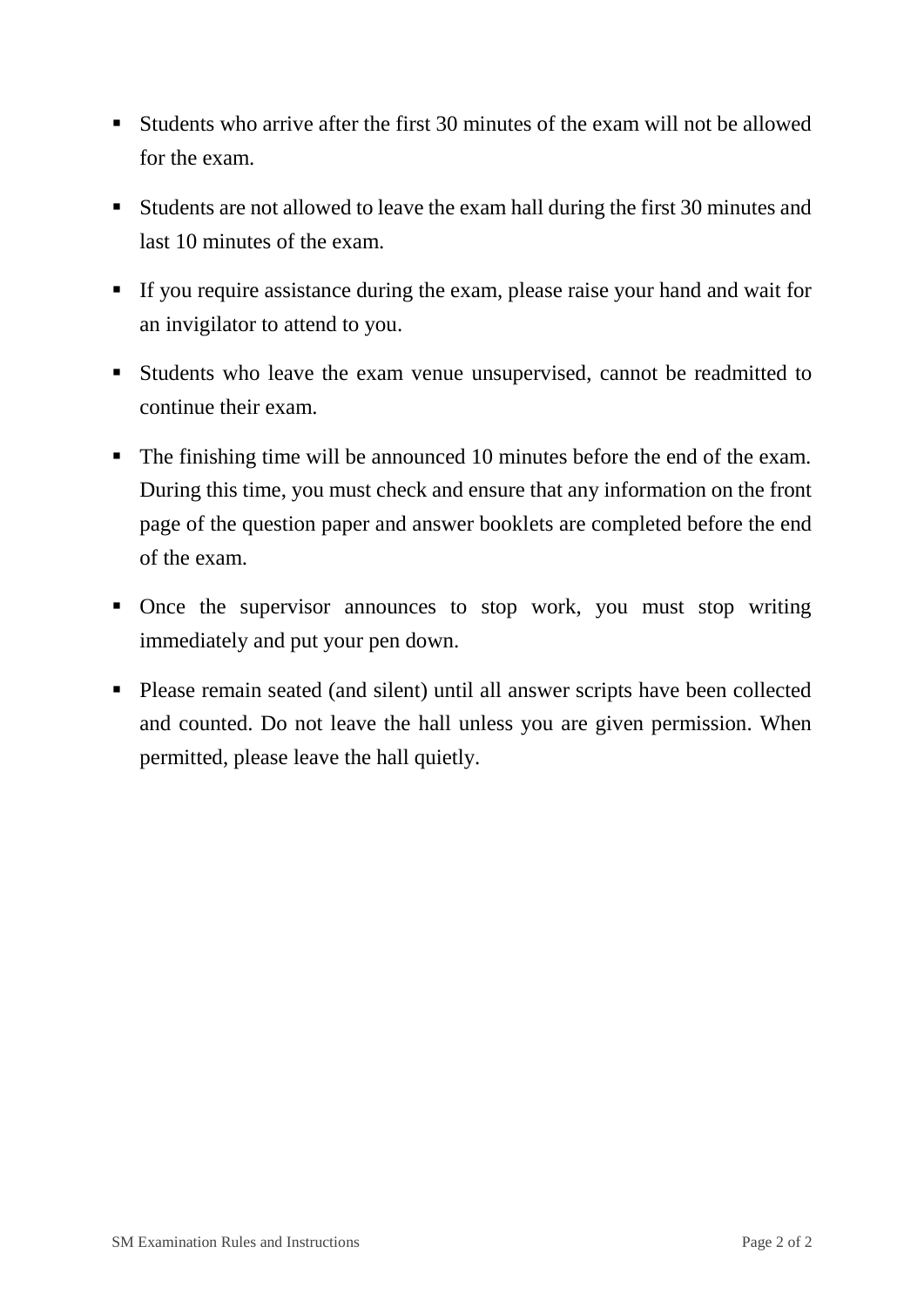- Students who arrive after the first 30 minutes of the exam will not be allowed for the exam.
- Students are not allowed to leave the exam hall during the first 30 minutes and last 10 minutes of the exam.
- If you require assistance during the exam, please raise your hand and wait for an invigilator to attend to you.
- Students who leave the exam venue unsupervised, cannot be readmitted to continue their exam.
- The finishing time will be announced 10 minutes before the end of the exam. During this time, you must check and ensure that any information on the front page of the question paper and answer booklets are completed before the end of the exam.
- Once the supervisor announces to stop work, you must stop writing immediately and put your pen down.
- Please remain seated (and silent) until all answer scripts have been collected and counted. Do not leave the hall unless you are given permission. When permitted, please leave the hall quietly.